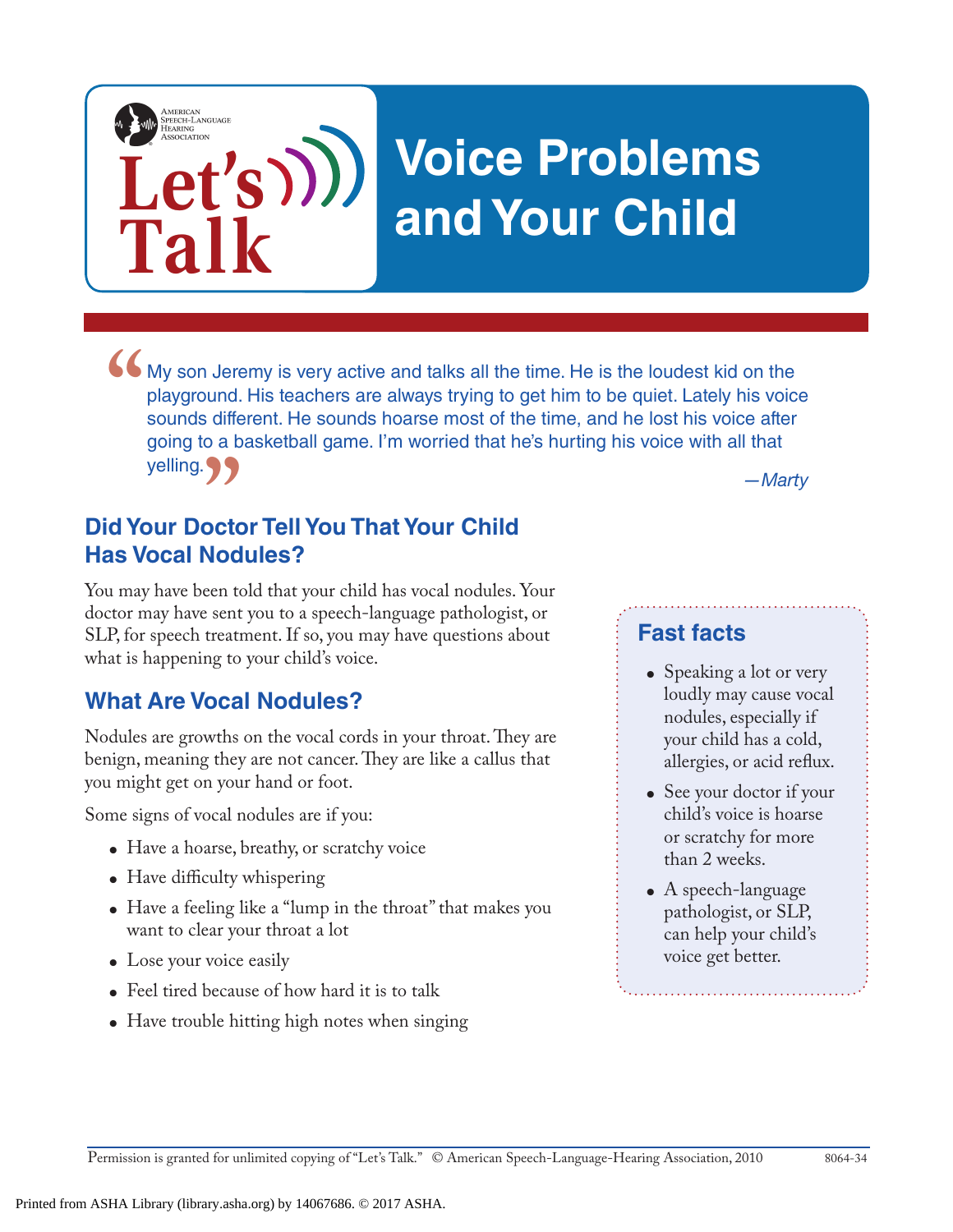# Voice Problems and Your Child

> My son Jeremy is very active and talks all the time. He is the loudest kid on the playground. His teachers are always trying to get him to be quiet. Lately his voice sounds different. He sounds hoarse most of the time, and he lost his voice after going to a basketball game. I'm worried that he's hurting his voice with all that yelling.
>
> *—Marty*

## Did Your Doctor Tell You That Your Child Has Vocal Nodules?

You may have been told that your child has vocal nodules. Your doctor may have sent you to a speech-language pathologist, or SLP, for speech treatment. If so, you may have questions about what is happening to your child's voice.

## What Are Vocal Nodules?

Nodules are growths on the vocal cords in your throat. They are benign, meaning they are not cancer. They are like a callus that you might get on your hand or foot.

Some signs of vocal nodules are if you:

- Have a hoarse, breathy, or scratchy voice
- Have difficulty whispering
- Have a feeling like a "lump in the throat" that makes you want to clear your throat a lot
- Lose your voice easily
- Feel tired because of how hard it is to talk
- Have trouble hitting high notes when singing

### Fast facts

- Speaking a lot or very loudly may cause vocal nodules, especially if your child has a cold, allergies, or acid reflux.
- See your doctor if your child's voice is hoarse or scratchy for more than 2 weeks.
- A speech-language pathologist, or SLP, can help your child's voice get better.

Permission is granted for unlimited copying of "Let's Talk." © American Speech-Language-Hearing Association, 2010 8064-34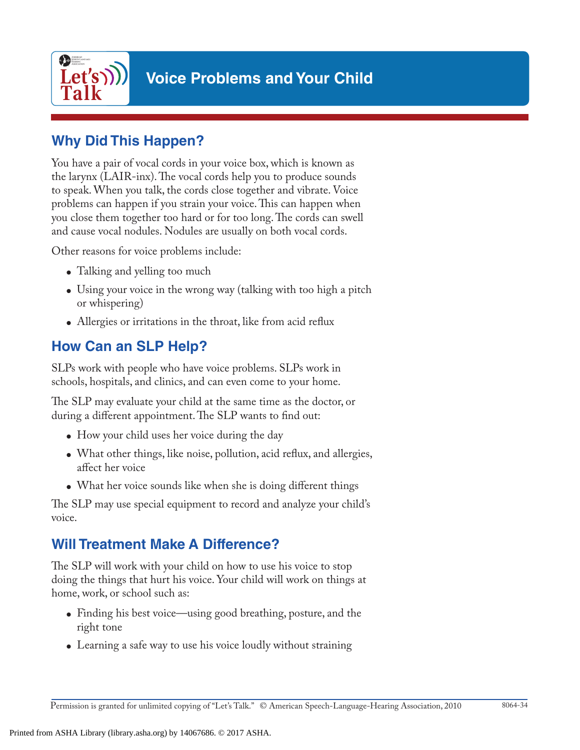# Voice Problems and Your Child

## Why Did This Happen?

You have a pair of vocal cords in your voice box, which is known as the larynx (LAIR-inx). The vocal cords help you to produce sounds to speak. When you talk, the cords close together and vibrate. Voice problems can happen if you strain your voice. This can happen when you close them together too hard or for too long. The cords can swell and cause vocal nodules. Nodules are usually on both vocal cords.

Other reasons for voice problems include:

- Talking and yelling too much
- Using your voice in the wrong way (talking with too high a pitch or whispering)
- Allergies or irritations in the throat, like from acid reflux

## How Can an SLP Help?

SLPs work with people who have voice problems. SLPs work in schools, hospitals, and clinics, and can even come to your home.

The SLP may evaluate your child at the same time as the doctor, or during a different appointment. The SLP wants to find out:

- How your child uses her voice during the day
- What other things, like noise, pollution, acid reflux, and allergies, affect her voice
- What her voice sounds like when she is doing different things

The SLP may use special equipment to record and analyze your child's voice.

## Will Treatment Make A Difference?

The SLP will work with your child on how to use his voice to stop doing the things that hurt his voice. Your child will work on things at home, work, or school such as:

- Finding his best voice—using good breathing, posture, and the right tone
- Learning a safe way to use his voice loudly without straining

Permission is granted for unlimited copying of "Let's Talk." © American Speech-Language-Hearing Association, 2010 8064-34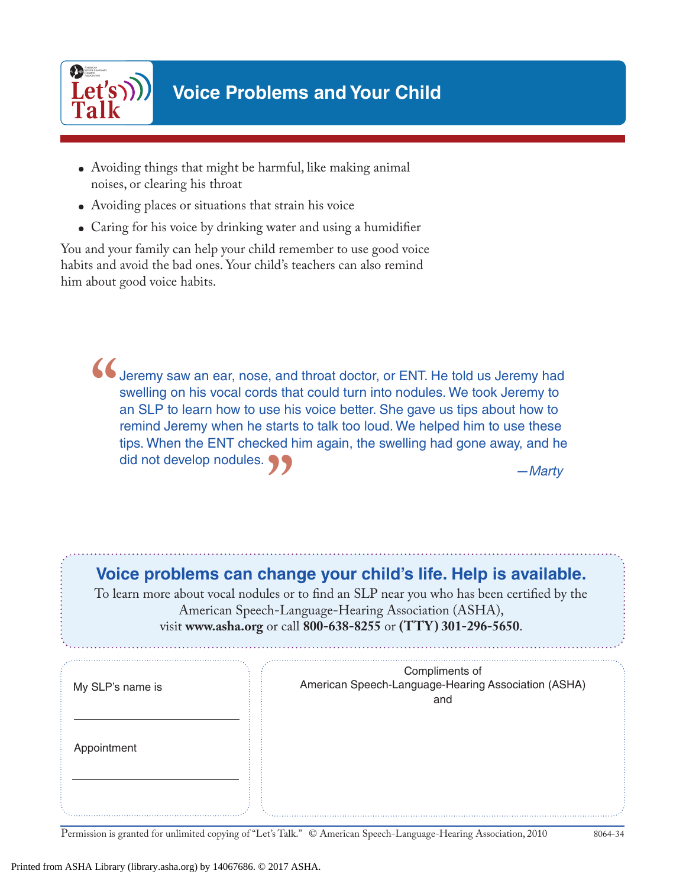- Avoiding things that might be harmful, like making animal noises, or clearing his throat
- Avoiding places or situations that strain his voice
- Caring for his voice by drinking water and using a humidifier

You and your family can help your child remember to use good voice habits and avoid the bad ones. Your child's teachers can also remind him about good voice habits.

> "Jeremy saw an ear, nose, and throat doctor, or ENT. He told us Jeremy had swelling on his vocal cords that could turn into nodules. We took Jeremy to an SLP to learn how to use his voice better. She gave us tips about how to remind Jeremy when he starts to talk too loud. We helped him to use these tips. When the ENT checked him again, the swelling had gone away, and he did not develop nodules."
>
> *—Marty*

## Voice problems can change your child's life. Help is available.

To learn more about vocal nodules or to find an SLP near you who has been certified by the American Speech-Language-Hearing Association (ASHA), visit **www.asha.org** or call **800-638-8255** or **(TTY) 301-296-5650**.

My SLP's name is

\_\_\_\_\_\_\_\_\_\_\_\_\_\_\_\_\_\_\_\_

Appointment

\_\_\_\_\_\_\_\_\_\_\_\_\_\_\_\_\_\_\_\_

Compliments of
American Speech-Language-Hearing Association (ASHA)
and

Permission is granted for unlimited copying of "Let's Talk." © American Speech-Language-Hearing Association, 2010 8064-34

Printed from ASHA Library (library.asha.org) by 14067686. © 2017 ASHA.